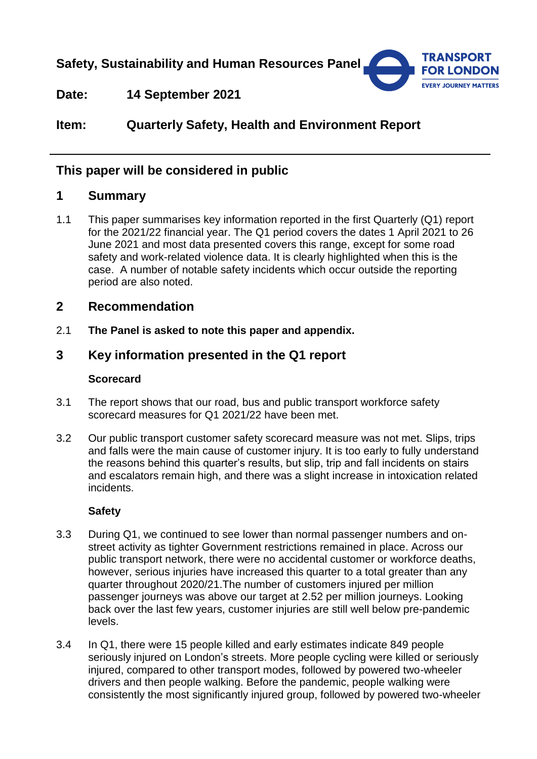**Safety, Sustainability and Human Resources Panel**

**Date: 14 September 2021**

**Item: Quarterly Safety, Health and Environment Report**

---

## This paper will be considered in public

## 1 Summary

1.1 This paper summarises key information reported in the first Quarterly (Q1) report for the 2021/22 financial year. The Q1 period covers the dates 1 April 2021 to 26 June 2021 and most data presented covers this range, except for some road safety and work-related violence data. It is clearly highlighted when this is the case. A number of notable safety incidents which occur outside the reporting period are also noted.

## 2 Recommendation

2.1 **The Panel is asked to note this paper and appendix.**

## 3 Key information presented in the Q1 report

### Scorecard

3.1 The report shows that our road, bus and public transport workforce safety scorecard measures for Q1 2021/22 have been met.

3.2 Our public transport customer safety scorecard measure was not met. Slips, trips and falls were the main cause of customer injury. It is too early to fully understand the reasons behind this quarter's results, but slip, trip and fall incidents on stairs and escalators remain high, and there was a slight increase in intoxication related incidents.

### Safety

3.3 During Q1, we continued to see lower than normal passenger numbers and on-street activity as tighter Government restrictions remained in place. Across our public transport network, there were no accidental customer or workforce deaths, however, serious injuries have increased this quarter to a total greater than any quarter throughout 2020/21.The number of customers injured per million passenger journeys was above our target at 2.52 per million journeys. Looking back over the last few years, customer injuries are still well below pre-pandemic levels.

3.4 In Q1, there were 15 people killed and early estimates indicate 849 people seriously injured on London's streets. More people cycling were killed or seriously injured, compared to other transport modes, followed by powered two-wheeler drivers and then people walking. Before the pandemic, people walking were consistently the most significantly injured group, followed by powered two-wheeler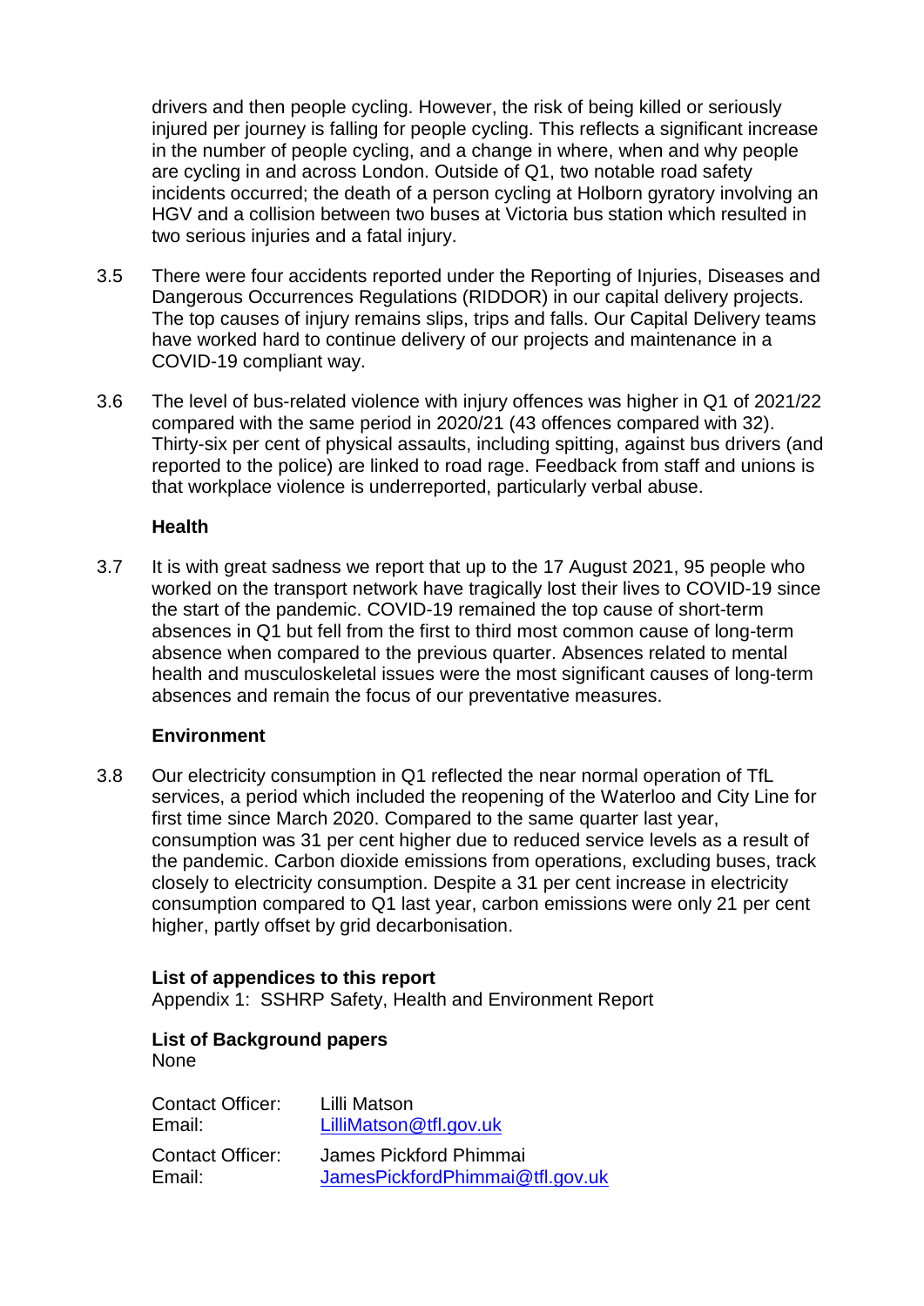drivers and then people cycling. However, the risk of being killed or seriously injured per journey is falling for people cycling. This reflects a significant increase in the number of people cycling, and a change in where, when and why people are cycling in and across London. Outside of Q1, two notable road safety incidents occurred; the death of a person cycling at Holborn gyratory involving an HGV and a collision between two buses at Victoria bus station which resulted in two serious injuries and a fatal injury.

3.5 There were four accidents reported under the Reporting of Injuries, Diseases and Dangerous Occurrences Regulations (RIDDOR) in our capital delivery projects. The top causes of injury remains slips, trips and falls. Our Capital Delivery teams have worked hard to continue delivery of our projects and maintenance in a COVID-19 compliant way.

3.6 The level of bus-related violence with injury offences was higher in Q1 of 2021/22 compared with the same period in 2020/21 (43 offences compared with 32). Thirty-six per cent of physical assaults, including spitting, against bus drivers (and reported to the police) are linked to road rage. Feedback from staff and unions is that workplace violence is underreported, particularly verbal abuse.

**Health**

3.7 It is with great sadness we report that up to the 17 August 2021, 95 people who worked on the transport network have tragically lost their lives to COVID-19 since the start of the pandemic. COVID-19 remained the top cause of short-term absences in Q1 but fell from the first to third most common cause of long-term absence when compared to the previous quarter. Absences related to mental health and musculoskeletal issues were the most significant causes of long-term absences and remain the focus of our preventative measures.

**Environment**

3.8 Our electricity consumption in Q1 reflected the near normal operation of TfL services, a period which included the reopening of the Waterloo and City Line for first time since March 2020. Compared to the same quarter last year, consumption was 31 per cent higher due to reduced service levels as a result of the pandemic. Carbon dioxide emissions from operations, excluding buses, track closely to electricity consumption. Despite a 31 per cent increase in electricity consumption compared to Q1 last year, carbon emissions were only 21 per cent higher, partly offset by grid decarbonisation.

**List of appendices to this report**

Appendix 1: SSHRP Safety, Health and Environment Report

**List of Background papers**

None

| | |
|---|---|
| Contact Officer: | Lilli Matson |
| Email: | LilliMatson@tfl.gov.uk |
| Contact Officer: | James Pickford Phimmai |
| Email: | JamesPickfordPhimmai@tfl.gov.uk |